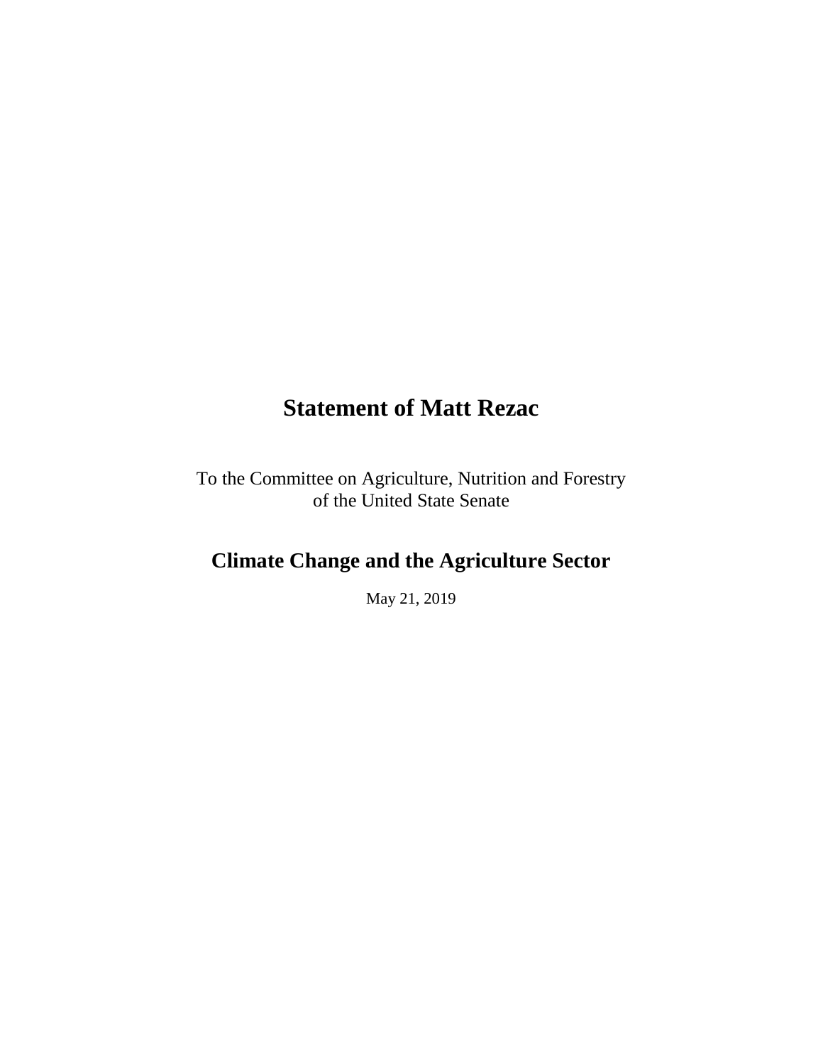# Statement of Matt Rezac

To the Committee on Agriculture, Nutrition and Forestry
of the United State Senate

## Climate Change and the Agriculture Sector

May 21, 2019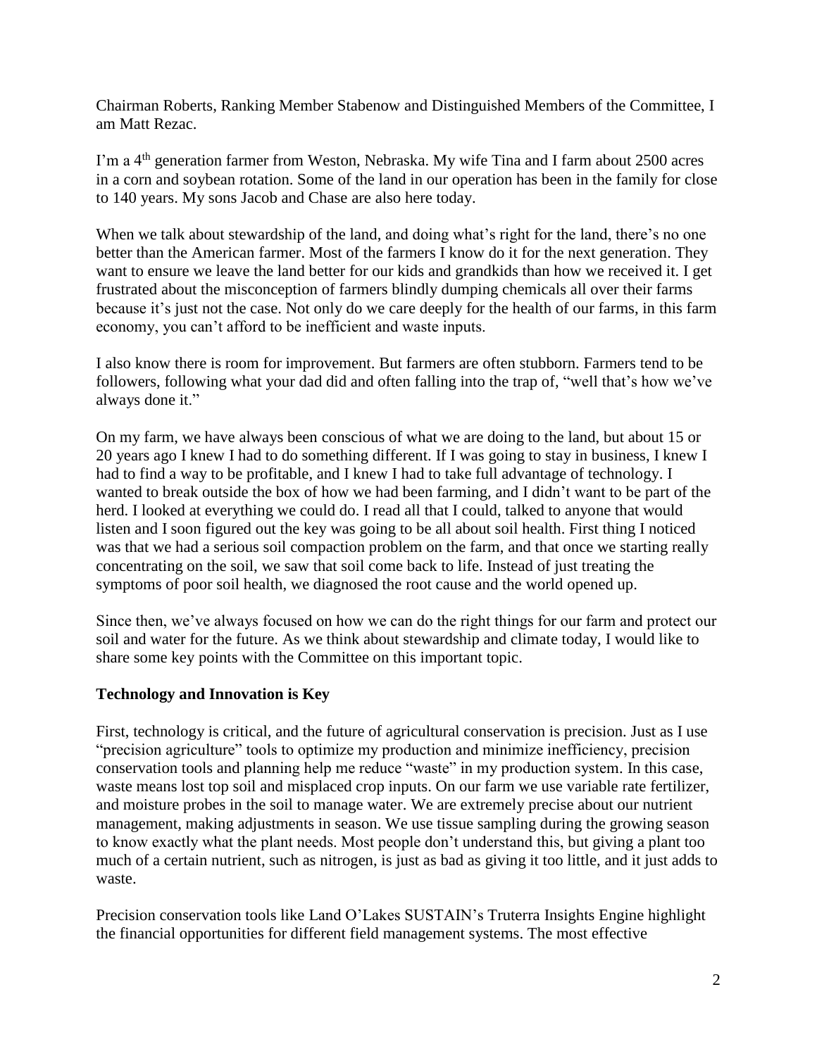Chairman Roberts, Ranking Member Stabenow and Distinguished Members of the Committee, I am Matt Rezac.

I'm a 4th generation farmer from Weston, Nebraska. My wife Tina and I farm about 2500 acres in a corn and soybean rotation. Some of the land in our operation has been in the family for close to 140 years. My sons Jacob and Chase are also here today.

When we talk about stewardship of the land, and doing what's right for the land, there's no one better than the American farmer. Most of the farmers I know do it for the next generation. They want to ensure we leave the land better for our kids and grandkids than how we received it. I get frustrated about the misconception of farmers blindly dumping chemicals all over their farms because it's just not the case. Not only do we care deeply for the health of our farms, in this farm economy, you can't afford to be inefficient and waste inputs.

I also know there is room for improvement. But farmers are often stubborn. Farmers tend to be followers, following what your dad did and often falling into the trap of, "well that's how we've always done it."

On my farm, we have always been conscious of what we are doing to the land, but about 15 or 20 years ago I knew I had to do something different. If I was going to stay in business, I knew I had to find a way to be profitable, and I knew I had to take full advantage of technology. I wanted to break outside the box of how we had been farming, and I didn't want to be part of the herd. I looked at everything we could do. I read all that I could, talked to anyone that would listen and I soon figured out the key was going to be all about soil health. First thing I noticed was that we had a serious soil compaction problem on the farm, and that once we starting really concentrating on the soil, we saw that soil come back to life. Instead of just treating the symptoms of poor soil health, we diagnosed the root cause and the world opened up.

Since then, we've always focused on how we can do the right things for our farm and protect our soil and water for the future. As we think about stewardship and climate today, I would like to share some key points with the Committee on this important topic.

**Technology and Innovation is Key**

First, technology is critical, and the future of agricultural conservation is precision. Just as I use "precision agriculture" tools to optimize my production and minimize inefficiency, precision conservation tools and planning help me reduce "waste" in my production system. In this case, waste means lost top soil and misplaced crop inputs. On our farm we use variable rate fertilizer, and moisture probes in the soil to manage water. We are extremely precise about our nutrient management, making adjustments in season. We use tissue sampling during the growing season to know exactly what the plant needs. Most people don't understand this, but giving a plant too much of a certain nutrient, such as nitrogen, is just as bad as giving it too little, and it just adds to waste.

Precision conservation tools like Land O'Lakes SUSTAIN's Truterra Insights Engine highlight the financial opportunities for different field management systems. The most effective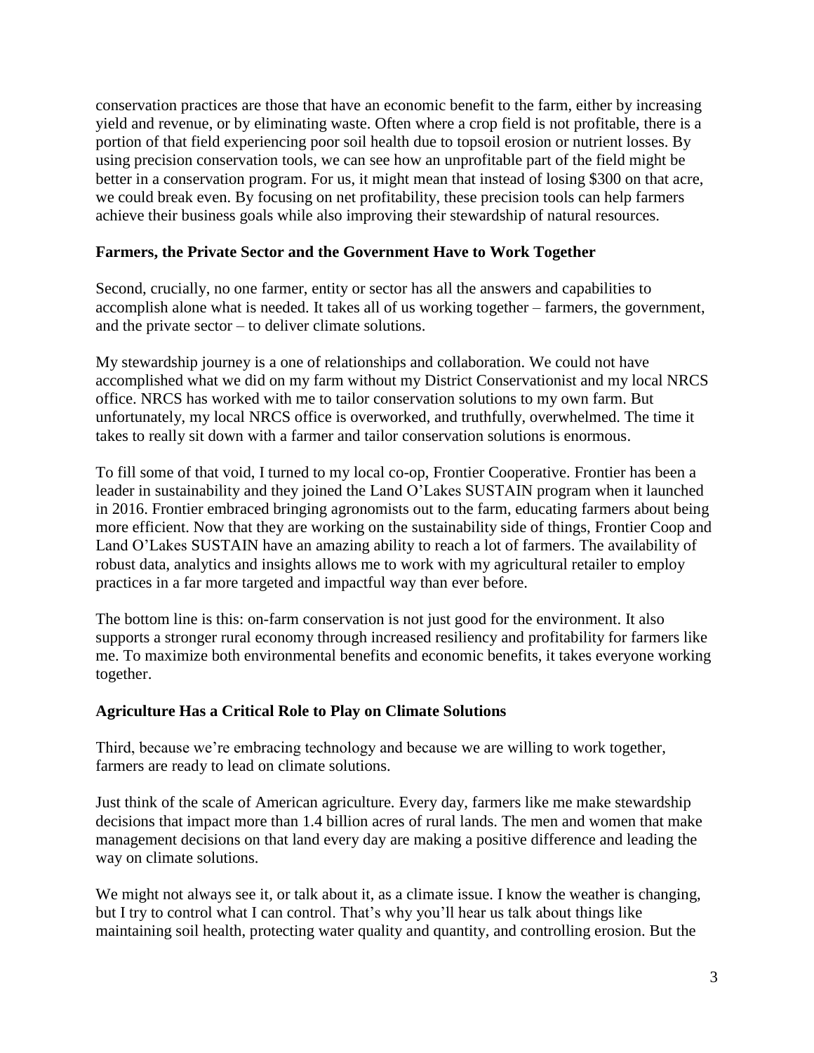conservation practices are those that have an economic benefit to the farm, either by increasing yield and revenue, or by eliminating waste. Often where a crop field is not profitable, there is a portion of that field experiencing poor soil health due to topsoil erosion or nutrient losses. By using precision conservation tools, we can see how an unprofitable part of the field might be better in a conservation program. For us, it might mean that instead of losing $300 on that acre, we could break even. By focusing on net profitability, these precision tools can help farmers achieve their business goals while also improving their stewardship of natural resources.

**Farmers, the Private Sector and the Government Have to Work Together**

Second, crucially, no one farmer, entity or sector has all the answers and capabilities to accomplish alone what is needed. It takes all of us working together – farmers, the government, and the private sector – to deliver climate solutions.

My stewardship journey is a one of relationships and collaboration. We could not have accomplished what we did on my farm without my District Conservationist and my local NRCS office. NRCS has worked with me to tailor conservation solutions to my own farm. But unfortunately, my local NRCS office is overworked, and truthfully, overwhelmed. The time it takes to really sit down with a farmer and tailor conservation solutions is enormous.

To fill some of that void, I turned to my local co-op, Frontier Cooperative. Frontier has been a leader in sustainability and they joined the Land O'Lakes SUSTAIN program when it launched in 2016. Frontier embraced bringing agronomists out to the farm, educating farmers about being more efficient. Now that they are working on the sustainability side of things, Frontier Coop and Land O'Lakes SUSTAIN have an amazing ability to reach a lot of farmers. The availability of robust data, analytics and insights allows me to work with my agricultural retailer to employ practices in a far more targeted and impactful way than ever before.

The bottom line is this: on-farm conservation is not just good for the environment. It also supports a stronger rural economy through increased resiliency and profitability for farmers like me. To maximize both environmental benefits and economic benefits, it takes everyone working together.

**Agriculture Has a Critical Role to Play on Climate Solutions**

Third, because we're embracing technology and because we are willing to work together, farmers are ready to lead on climate solutions.

Just think of the scale of American agriculture. Every day, farmers like me make stewardship decisions that impact more than 1.4 billion acres of rural lands. The men and women that make management decisions on that land every day are making a positive difference and leading the way on climate solutions.

We might not always see it, or talk about it, as a climate issue. I know the weather is changing, but I try to control what I can control. That's why you'll hear us talk about things like maintaining soil health, protecting water quality and quantity, and controlling erosion. But the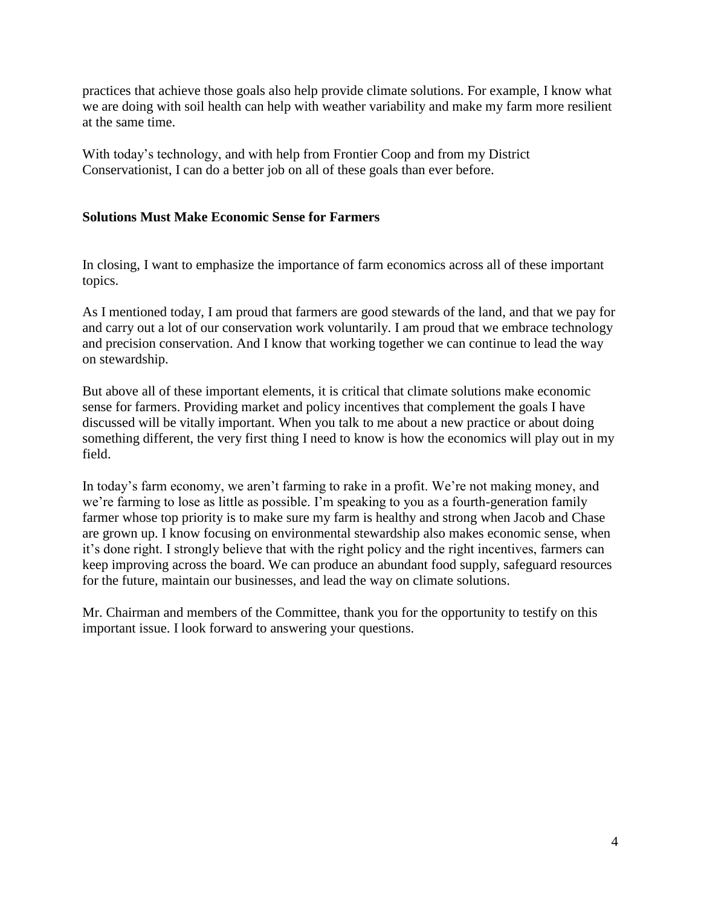practices that achieve those goals also help provide climate solutions. For example, I know what we are doing with soil health can help with weather variability and make my farm more resilient at the same time.

With today's technology, and with help from Frontier Coop and from my District Conservationist, I can do a better job on all of these goals than ever before.

**Solutions Must Make Economic Sense for Farmers**

In closing, I want to emphasize the importance of farm economics across all of these important topics.

As I mentioned today, I am proud that farmers are good stewards of the land, and that we pay for and carry out a lot of our conservation work voluntarily. I am proud that we embrace technology and precision conservation. And I know that working together we can continue to lead the way on stewardship.

But above all of these important elements, it is critical that climate solutions make economic sense for farmers. Providing market and policy incentives that complement the goals I have discussed will be vitally important. When you talk to me about a new practice or about doing something different, the very first thing I need to know is how the economics will play out in my field.

In today's farm economy, we aren't farming to rake in a profit. We're not making money, and we're farming to lose as little as possible. I'm speaking to you as a fourth-generation family farmer whose top priority is to make sure my farm is healthy and strong when Jacob and Chase are grown up. I know focusing on environmental stewardship also makes economic sense, when it's done right. I strongly believe that with the right policy and the right incentives, farmers can keep improving across the board. We can produce an abundant food supply, safeguard resources for the future, maintain our businesses, and lead the way on climate solutions.

Mr. Chairman and members of the Committee, thank you for the opportunity to testify on this important issue. I look forward to answering your questions.